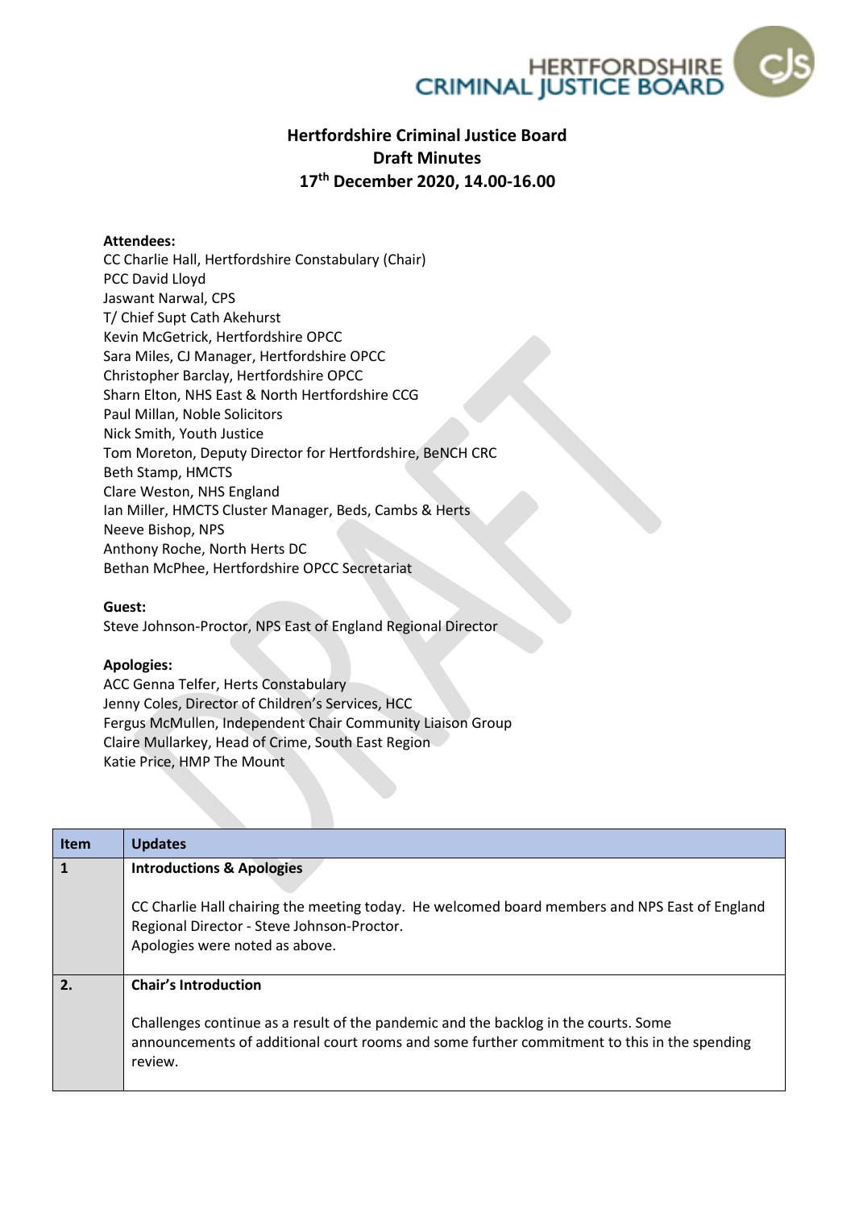# Hertfordshire Criminal Justice Board
## Draft Minutes
## 17th December 2020, 14.00-16.00

**Attendees:**
CC Charlie Hall, Hertfordshire Constabulary (Chair)
PCC David Lloyd
Jaswant Narwal, CPS
T/ Chief Supt Cath Akehurst
Kevin McGetrick, Hertfordshire OPCC
Sara Miles, CJ Manager, Hertfordshire OPCC
Christopher Barclay, Hertfordshire OPCC
Sharn Elton, NHS East & North Hertfordshire CCG
Paul Millan, Noble Solicitors
Nick Smith, Youth Justice
Tom Moreton, Deputy Director for Hertfordshire, BeNCH CRC
Beth Stamp, HMCTS
Clare Weston, NHS England
Ian Miller, HMCTS Cluster Manager, Beds, Cambs & Herts
Neeve Bishop, NPS
Anthony Roche, North Herts DC
Bethan McPhee, Hertfordshire OPCC Secretariat

**Guest:**
Steve Johnson-Proctor, NPS East of England Regional Director

**Apologies:**
ACC Genna Telfer, Herts Constabulary
Jenny Coles, Director of Children's Services, HCC
Fergus McMullen, Independent Chair Community Liaison Group
Claire Mullarkey, Head of Crime, South East Region
Katie Price, HMP The Mount

| Item | Updates |
|---|---|
| **1** | **Introductions & Apologies**<br><br>CC Charlie Hall chairing the meeting today. He welcomed board members and NPS East of England Regional Director - Steve Johnson-Proctor.<br>Apologies were noted as above. |
| **2.** | **Chair's Introduction**<br><br>Challenges continue as a result of the pandemic and the backlog in the courts. Some announcements of additional court rooms and some further commitment to this in the spending review. |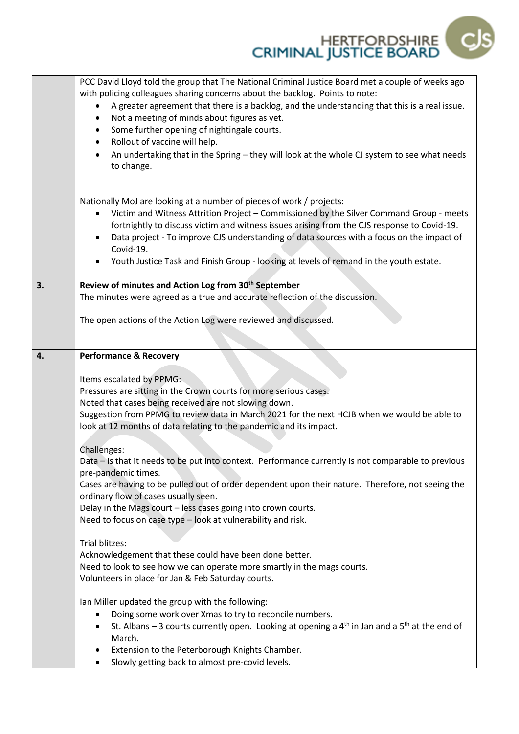| | |
|---|---|
| | PCC David Lloyd told the group that The National Criminal Justice Board met a couple of weeks ago with policing colleagues sharing concerns about the backlog. Points to note:<br>• A greater agreement that there is a backlog, and the understanding that this is a real issue.<br>• Not a meeting of minds about figures as yet.<br>• Some further opening of nightingale courts.<br>• Rollout of vaccine will help.<br>• An undertaking that in the Spring – they will look at the whole CJ system to see what needs to change.<br><br>Nationally MoJ are looking at a number of pieces of work / projects:<br>• Victim and Witness Attrition Project – Commissioned by the Silver Command Group - meets fortnightly to discuss victim and witness issues arising from the CJS response to Covid-19.<br>• Data project - To improve CJS understanding of data sources with a focus on the impact of Covid-19.<br>• Youth Justice Task and Finish Group - looking at levels of remand in the youth estate. |
| **3.** | **Review of minutes and Action Log from 30th September**<br>The minutes were agreed as a true and accurate reflection of the discussion.<br><br>The open actions of the Action Log were reviewed and discussed. |
| **4.** | **Performance & Recovery**<br><br>Items escalated by PPMG:<br>Pressures are sitting in the Crown courts for more serious cases.<br>Noted that cases being received are not slowing down.<br>Suggestion from PPMG to review data in March 2021 for the next HCJB when we would be able to look at 12 months of data relating to the pandemic and its impact.<br><br>Challenges:<br>Data – is that it needs to be put into context. Performance currently is not comparable to previous pre-pandemic times.<br>Cases are having to be pulled out of order dependent upon their nature. Therefore, not seeing the ordinary flow of cases usually seen.<br>Delay in the Mags court – less cases going into crown courts.<br>Need to focus on case type – look at vulnerability and risk.<br><br>Trial blitzes:<br>Acknowledgement that these could have been done better.<br>Need to look to see how we can operate more smartly in the mags courts.<br>Volunteers in place for Jan & Feb Saturday courts.<br><br>Ian Miller updated the group with the following:<br>• Doing some work over Xmas to try to reconcile numbers.<br>• St. Albans – 3 courts currently open. Looking at opening a 4th in Jan and a 5th at the end of March.<br>• Extension to the Peterborough Knights Chamber.<br>• Slowly getting back to almost pre-covid levels. |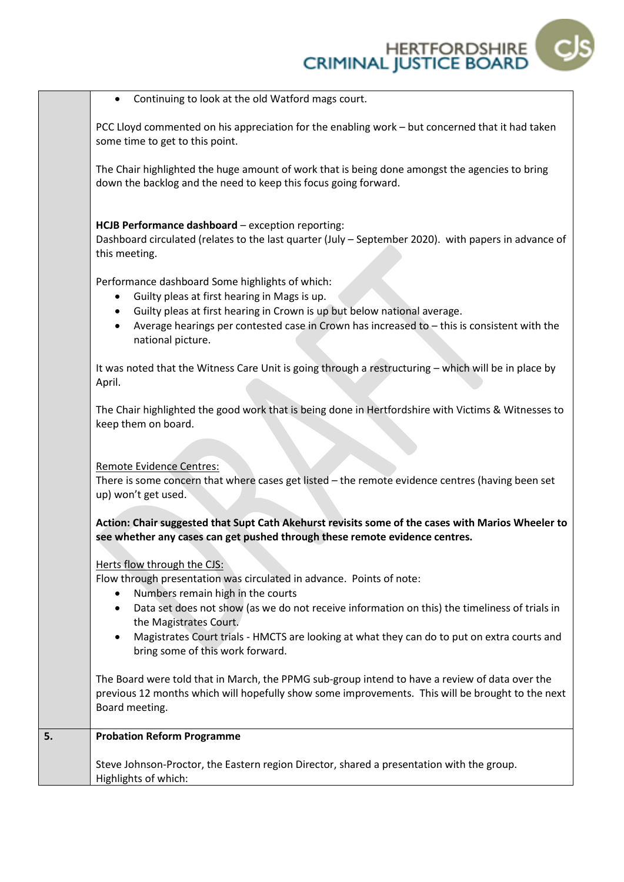| | |
|---|---|
| | • Continuing to look at the old Watford mags court.<br><br>PCC Lloyd commented on his appreciation for the enabling work – but concerned that it had taken some time to get to this point.<br><br>The Chair highlighted the huge amount of work that is being done amongst the agencies to bring down the backlog and the need to keep this focus going forward.<br><br>**HCJB Performance dashboard** – exception reporting:<br>Dashboard circulated (relates to the last quarter (July – September 2020). with papers in advance of this meeting.<br><br>Performance dashboard Some highlights of which:<br>• Guilty pleas at first hearing in Mags is up.<br>• Guilty pleas at first hearing in Crown is up but below national average.<br>• Average hearings per contested case in Crown has increased to – this is consistent with the national picture.<br><br>It was noted that the Witness Care Unit is going through a restructuring – which will be in place by April.<br><br>The Chair highlighted the good work that is being done in Hertfordshire with Victims & Witnesses to keep them on board.<br><br><u>Remote Evidence Centres:</u><br>There is some concern that where cases get listed – the remote evidence centres (having been set up) won't get used.<br><br>**Action: Chair suggested that Supt Cath Akehurst revisits some of the cases with Marios Wheeler to see whether any cases can get pushed through these remote evidence centres.**<br><br><u>Herts flow through the CJS:</u><br>Flow through presentation was circulated in advance. Points of note:<br>• Numbers remain high in the courts<br>• Data set does not show (as we do not receive information on this) the timeliness of trials in the Magistrates Court.<br>• Magistrates Court trials - HMCTS are looking at what they can do to put on extra courts and bring some of this work forward.<br><br>The Board were told that in March, the PPMG sub-group intend to have a review of data over the previous 12 months which will hopefully show some improvements. This will be brought to the next Board meeting. |
| **5.** | **Probation Reform Programme**<br><br>Steve Johnson-Proctor, the Eastern region Director, shared a presentation with the group. Highlights of which: |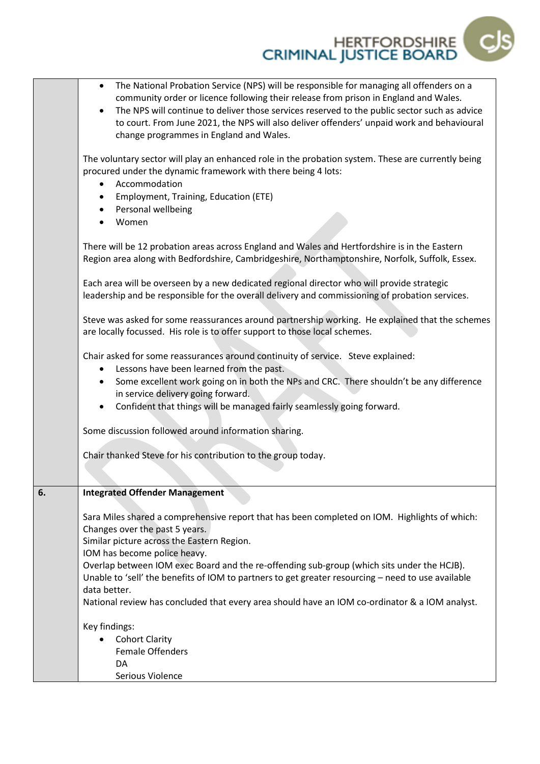| | |
|---|---|
| | • The National Probation Service (NPS) will be responsible for managing all offenders on a community order or licence following their release from prison in England and Wales.<br>• The NPS will continue to deliver those services reserved to the public sector such as advice to court. From June 2021, the NPS will also deliver offenders' unpaid work and behavioural change programmes in England and Wales.<br><br>The voluntary sector will play an enhanced role in the probation system. These are currently being procured under the dynamic framework with there being 4 lots:<br>• Accommodation<br>• Employment, Training, Education (ETE)<br>• Personal wellbeing<br>• Women<br><br>There will be 12 probation areas across England and Wales and Hertfordshire is in the Eastern Region area along with Bedfordshire, Cambridgeshire, Northamptonshire, Norfolk, Suffolk, Essex.<br><br>Each area will be overseen by a new dedicated regional director who will provide strategic leadership and be responsible for the overall delivery and commissioning of probation services.<br><br>Steve was asked for some reassurances around partnership working. He explained that the schemes are locally focussed. His role is to offer support to those local schemes.<br><br>Chair asked for some reassurances around continuity of service. Steve explained:<br>• Lessons have been learned from the past.<br>• Some excellent work going on in both the NPs and CRC. There shouldn't be any difference in service delivery going forward.<br>• Confident that things will be managed fairly seamlessly going forward.<br><br>Some discussion followed around information sharing.<br><br>Chair thanked Steve for his contribution to the group today. |
| **6.** | **Integrated Offender Management**<br><br>Sara Miles shared a comprehensive report that has been completed on IOM. Highlights of which:<br>Changes over the past 5 years.<br>Similar picture across the Eastern Region.<br>IOM has become police heavy.<br>Overlap between IOM exec Board and the re-offending sub-group (which sits under the HCJB).<br>Unable to 'sell' the benefits of IOM to partners to get greater resourcing – need to use available data better.<br>National review has concluded that every area should have an IOM co-ordinator & a IOM analyst.<br><br>Key findings:<br>• Cohort Clarity<br>Female Offenders<br>DA<br>Serious Violence |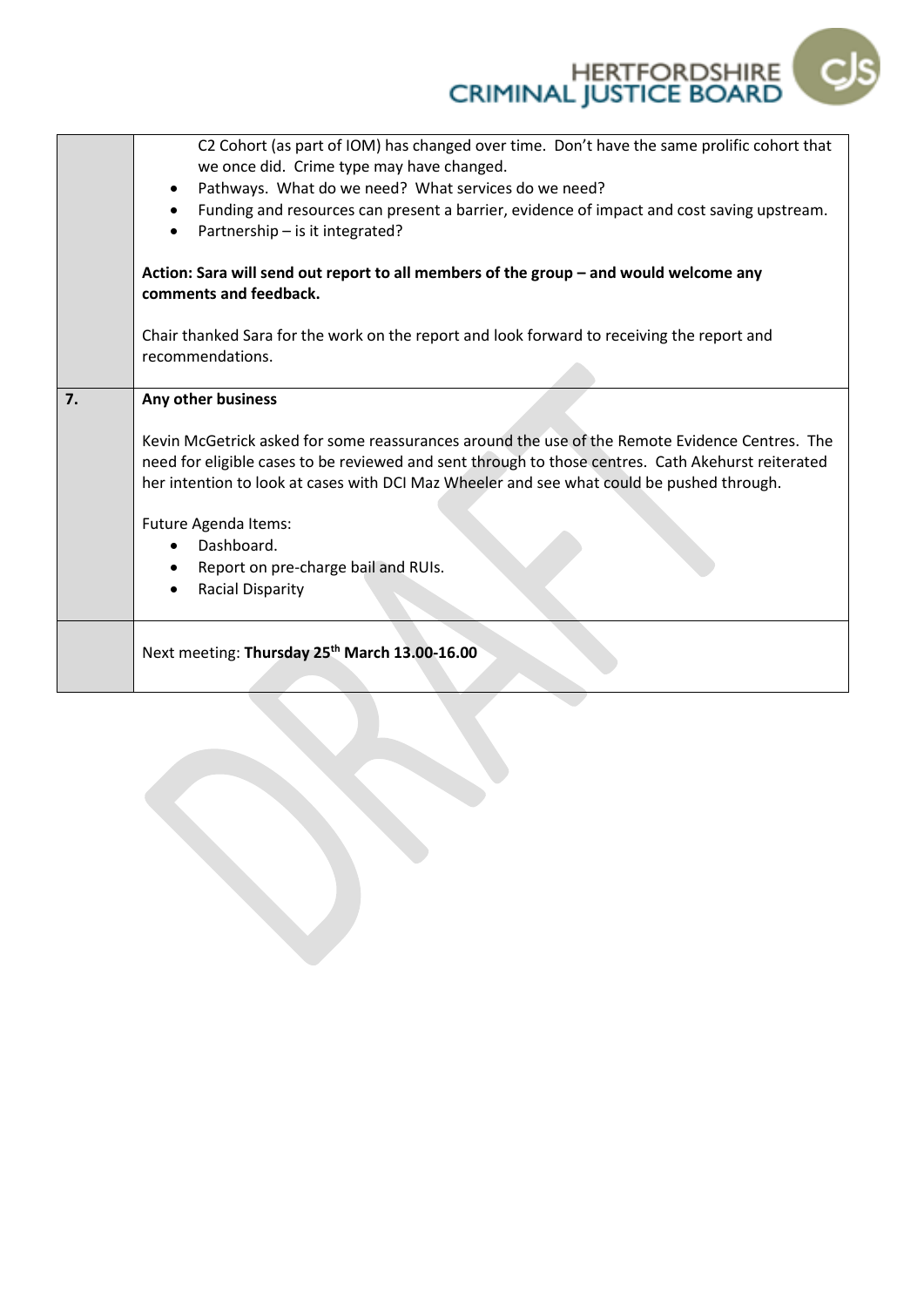| | |
|---|---|
| | C2 Cohort (as part of IOM) has changed over time. Don't have the same prolific cohort that we once did. Crime type may have changed.<br>• Pathways. What do we need? What services do we need?<br>• Funding and resources can present a barrier, evidence of impact and cost saving upstream.<br>• Partnership – is it integrated?<br><br>**Action: Sara will send out report to all members of the group – and would welcome any comments and feedback.**<br><br>Chair thanked Sara for the work on the report and look forward to receiving the report and recommendations. |
| **7.** | **Any other business**<br><br>Kevin McGetrick asked for some reassurances around the use of the Remote Evidence Centres. The need for eligible cases to be reviewed and sent through to those centres. Cath Akehurst reiterated her intention to look at cases with DCI Maz Wheeler and see what could be pushed through.<br><br>Future Agenda Items:<br>• Dashboard.<br>• Report on pre-charge bail and RUIs.<br>• Racial Disparity |
| | Next meeting: **Thursday 25th March 13.00-16.00** |